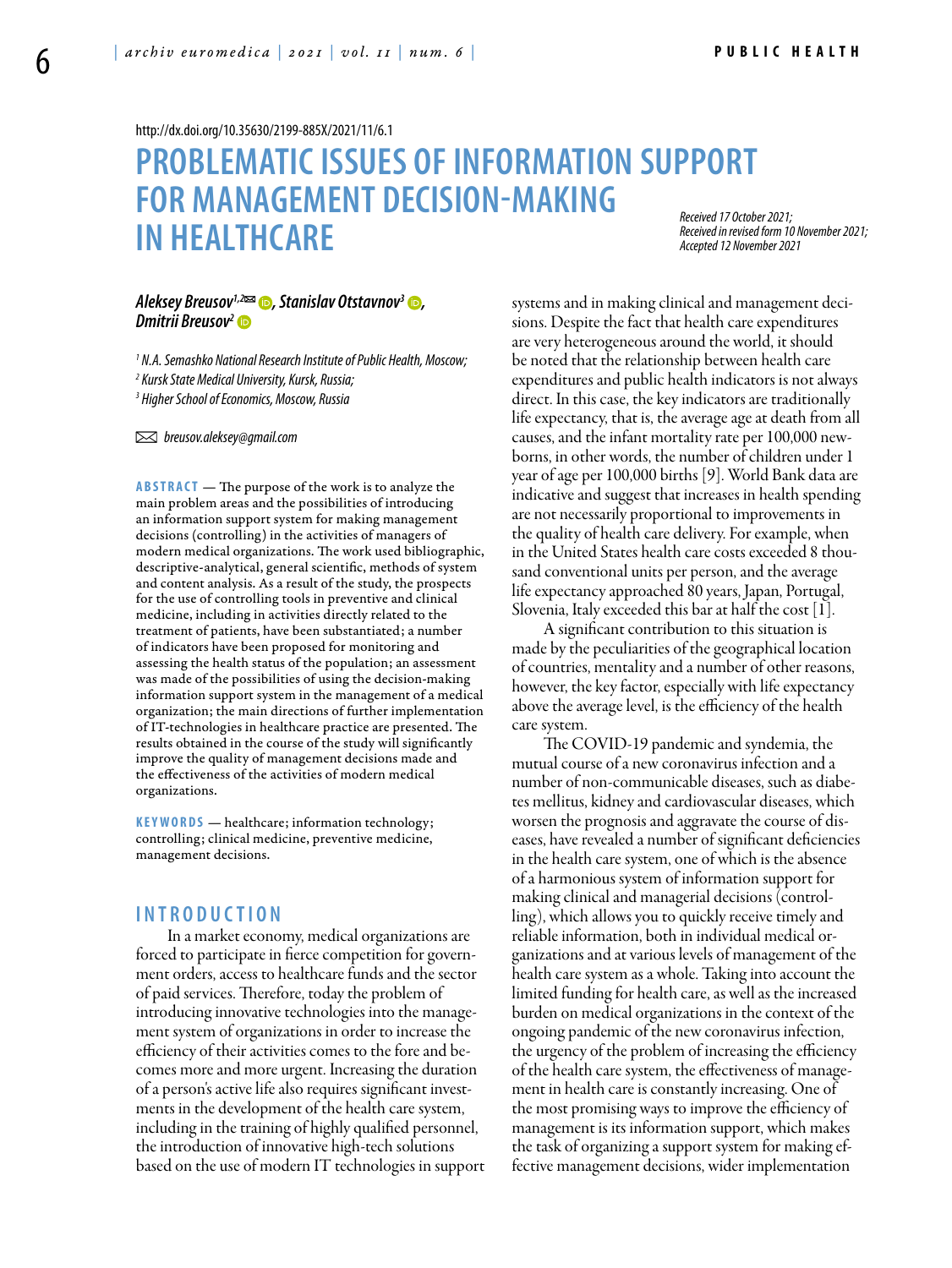http://dx.doi.org/10.35630/2199-885X/2021/11/6.1

# PROBLEMATIC ISSUES OF INFORMATION SUPPORT FOR MANAGEMENT DECISION-MAKING IN HEALTHCARE

*Received 17 October 2021; Received in revised form 10 November 2021; Accepted 12 November 2021*

***Aleksey Breusov[1,2]✉, Stanislav Otstavnov[3], Dmitrii Breusov[2]***

*[1] N.A. Semashko National Research Institute of Public Health, Moscow;*
*[2] Kursk State Medical University, Kursk, Russia;*
*[3] Higher School of Economics, Moscow, Russia*

✉ *breusov.aleksey@gmail.com*

**ABSTRACT** — The purpose of the work is to analyze the main problem areas and the possibilities of introducing an information support system for making management decisions (controlling) in the activities of managers of modern medical organizations. The work used bibliographic, descriptive-analytical, general scientific, methods of system and content analysis. As a result of the study, the prospects for the use of controlling tools in preventive and clinical medicine, including in activities directly related to the treatment of patients, have been substantiated; a number of indicators have been proposed for monitoring and assessing the health status of the population; an assessment was made of the possibilities of using the decision-making information support system in the management of a medical organization; the main directions of further implementation of IT-technologies in healthcare practice are presented. The results obtained in the course of the study will significantly improve the quality of management decisions made and the effectiveness of the activities of modern medical organizations.

**KEYWORDS** — healthcare; information technology; controlling; clinical medicine, preventive medicine, management decisions.

## INTRODUCTION

In a market economy, medical organizations are forced to participate in fierce competition for government orders, access to healthcare funds and the sector of paid services. Therefore, today the problem of introducing innovative technologies into the management system of organizations in order to increase the efficiency of their activities comes to the fore and becomes more and more urgent. Increasing the duration of a person's active life also requires significant investments in the development of the health care system, including in the training of highly qualified personnel, the introduction of innovative high-tech solutions based on the use of modern IT technologies in support systems and in making clinical and management decisions. Despite the fact that health care expenditures are very heterogeneous around the world, it should be noted that the relationship between health care expenditures and public health indicators is not always direct. In this case, the key indicators are traditionally life expectancy, that is, the average age at death from all causes, and the infant mortality rate per 100,000 newborns, in other words, the number of children under 1 year of age per 100,000 births [9]. World Bank data are indicative and suggest that increases in health spending are not necessarily proportional to improvements in the quality of health care delivery. For example, when in the United States health care costs exceeded 8 thousand conventional units per person, and the average life expectancy approached 80 years, Japan, Portugal, Slovenia, Italy exceeded this bar at half the cost [1].

A significant contribution to this situation is made by the peculiarities of the geographical location of countries, mentality and a number of other reasons, however, the key factor, especially with life expectancy above the average level, is the efficiency of the health care system.

The COVID-19 pandemic and syndemia, the mutual course of a new coronavirus infection and a number of non-communicable diseases, such as diabetes mellitus, kidney and cardiovascular diseases, which worsen the prognosis and aggravate the course of diseases, have revealed a number of significant deficiencies in the health care system, one of which is the absence of a harmonious system of information support for making clinical and managerial decisions (controlling), which allows you to quickly receive timely and reliable information, both in individual medical organizations and at various levels of management of the health care system as a whole. Taking into account the limited funding for health care, as well as the increased burden on medical organizations in the context of the ongoing pandemic of the new coronavirus infection, the urgency of the problem of increasing the efficiency of the health care system, the effectiveness of management in health care is constantly increasing. One of the most promising ways to improve the efficiency of management is its information support, which makes the task of organizing a support system for making effective management decisions, wider implementation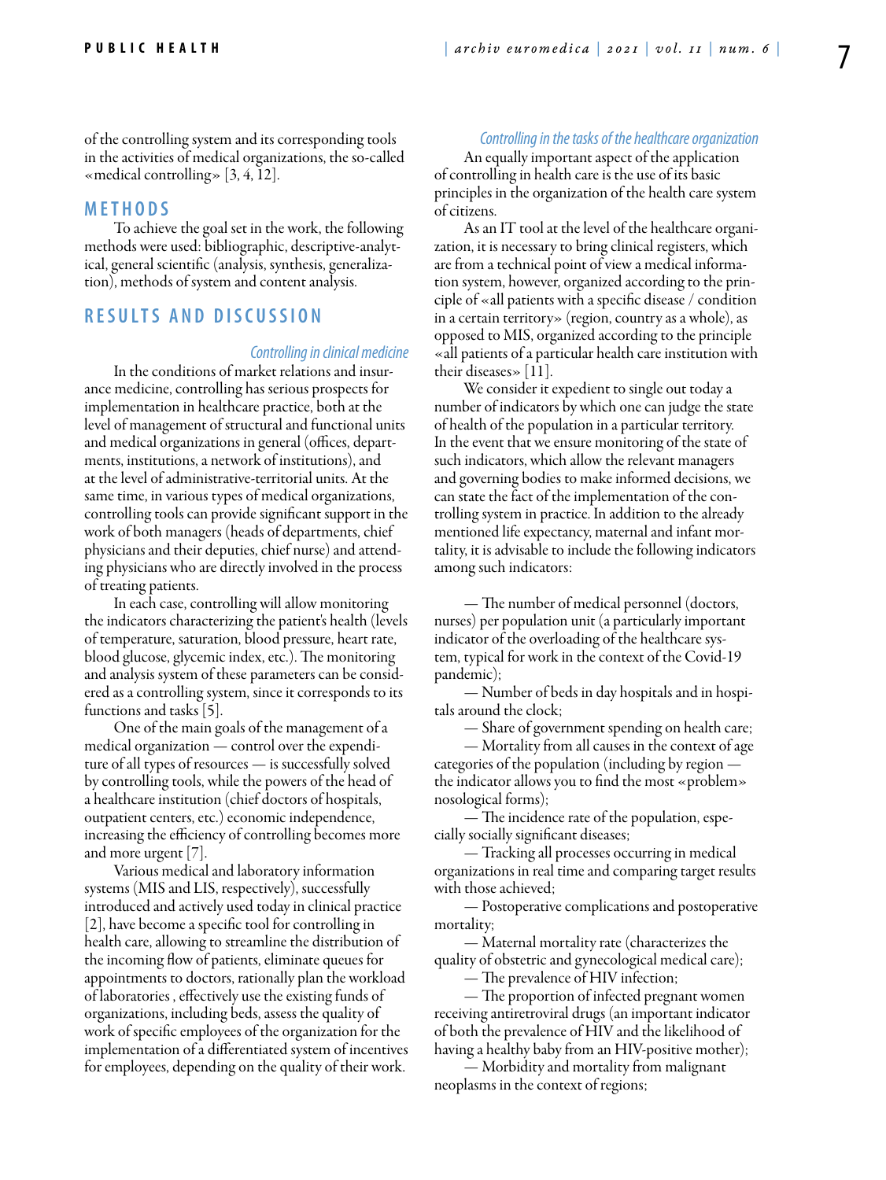of the controlling system and its corresponding tools in the activities of medical organizations, the so-called «medical controlling» [3, 4, 12].

## METHODS

To achieve the goal set in the work, the following methods were used: bibliographic, descriptive-analytical, general scientific (analysis, synthesis, generalization), methods of system and content analysis.

## RESULTS AND DISCUSSION

### *Controlling in clinical medicine*

In the conditions of market relations and insurance medicine, controlling has serious prospects for implementation in healthcare practice, both at the level of management of structural and functional units and medical organizations in general (offices, departments, institutions, a network of institutions), and at the level of administrative-territorial units. At the same time, in various types of medical organizations, controlling tools can provide significant support in the work of both managers (heads of departments, chief physicians and their deputies, chief nurse) and attending physicians who are directly involved in the process of treating patients.

In each case, controlling will allow monitoring the indicators characterizing the patient's health (levels of temperature, saturation, blood pressure, heart rate, blood glucose, glycemic index, etc.). The monitoring and analysis system of these parameters can be considered as a controlling system, since it corresponds to its functions and tasks [5].

One of the main goals of the management of a medical organization — control over the expenditure of all types of resources — is successfully solved by controlling tools, while the powers of the head of a healthcare institution (chief doctors of hospitals, outpatient centers, etc.) economic independence, increasing the efficiency of controlling becomes more and more urgent [7].

Various medical and laboratory information systems (MIS and LIS, respectively), successfully introduced and actively used today in clinical practice [2], have become a specific tool for controlling in health care, allowing to streamline the distribution of the incoming flow of patients, eliminate queues for appointments to doctors, rationally plan the workload of laboratories , effectively use the existing funds of organizations, including beds, assess the quality of work of specific employees of the organization for the implementation of a differentiated system of incentives for employees, depending on the quality of their work.

### *Controlling in the tasks of the healthcare organization*

An equally important aspect of the application of controlling in health care is the use of its basic principles in the organization of the health care system of citizens.

As an IT tool at the level of the healthcare organization, it is necessary to bring clinical registers, which are from a technical point of view a medical information system, however, organized according to the principle of «all patients with a specific disease / condition in a certain territory» (region, country as a whole), as opposed to MIS, organized according to the principle «all patients of a particular health care institution with their diseases» [11].

We consider it expedient to single out today a number of indicators by which one can judge the state of health of the population in a particular territory. In the event that we ensure monitoring of the state of such indicators, which allow the relevant managers and governing bodies to make informed decisions, we can state the fact of the implementation of the controlling system in practice. In addition to the already mentioned life expectancy, maternal and infant mortality, it is advisable to include the following indicators among such indicators:

— The number of medical personnel (doctors, nurses) per population unit (a particularly important indicator of the overloading of the healthcare system, typical for work in the context of the Covid-19 pandemic);

— Number of beds in day hospitals and in hospitals around the clock;

— Share of government spending on health care;

— Mortality from all causes in the context of age categories of the population (including by region — the indicator allows you to find the most «problem» nosological forms);

— The incidence rate of the population, especially socially significant diseases;

— Tracking all processes occurring in medical organizations in real time and comparing target results with those achieved;

— Postoperative complications and postoperative mortality;

— Maternal mortality rate (characterizes the quality of obstetric and gynecological medical care);

— The prevalence of HIV infection;

— The proportion of infected pregnant women receiving antiretroviral drugs (an important indicator of both the prevalence of HIV and the likelihood of having a healthy baby from an HIV-positive mother);

— Morbidity and mortality from malignant neoplasms in the context of regions;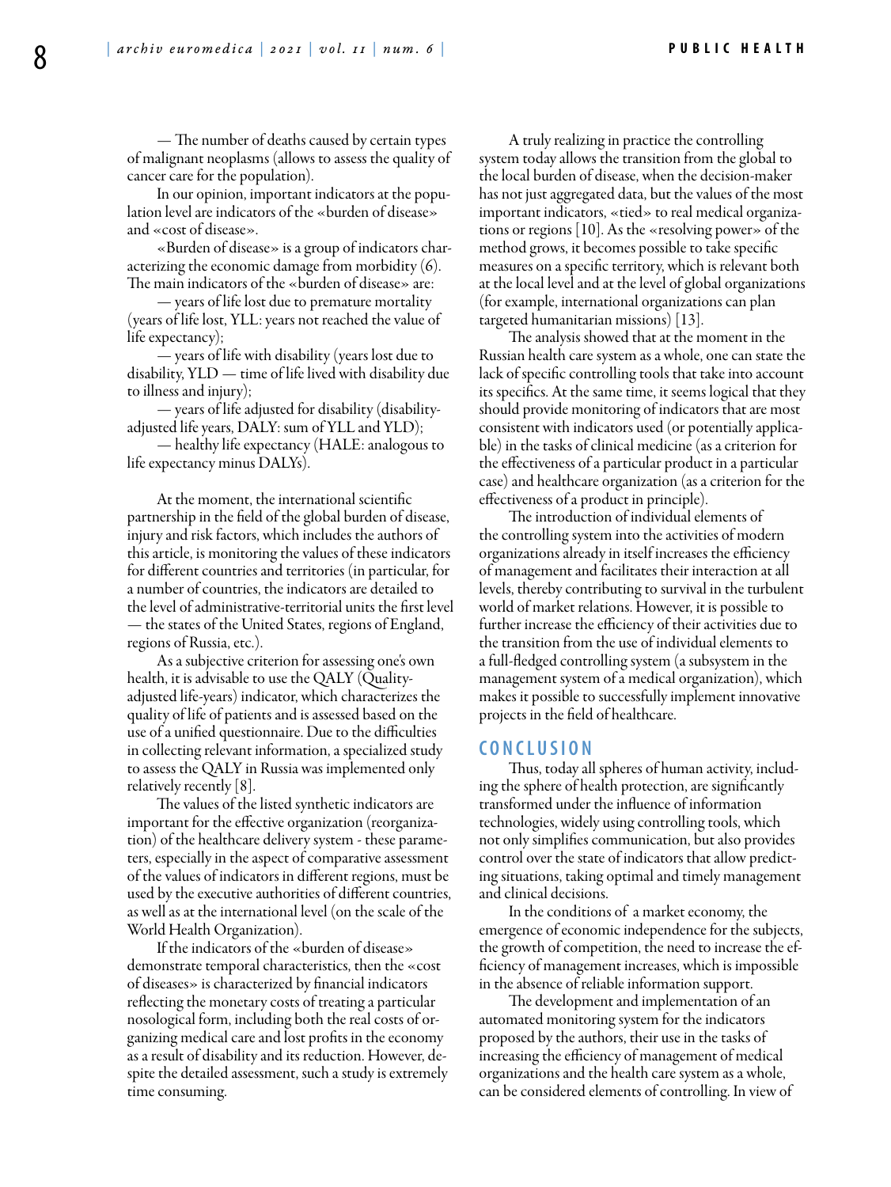— The number of deaths caused by certain types of malignant neoplasms (allows to assess the quality of cancer care for the population).

In our opinion, important indicators at the population level are indicators of the «burden of disease» and «cost of disease».

«Burden of disease» is a group of indicators characterizing the economic damage from morbidity (6). The main indicators of the «burden of disease» are:

— years of life lost due to premature mortality (years of life lost, YLL: years not reached the value of life expectancy);

— years of life with disability (years lost due to disability, YLD — time of life lived with disability due to illness and injury);

— years of life adjusted for disability (disability-adjusted life years, DALY: sum of YLL and YLD);

— healthy life expectancy (HALE: analogous to life expectancy minus DALYs).

At the moment, the international scientific partnership in the field of the global burden of disease, injury and risk factors, which includes the authors of this article, is monitoring the values of these indicators for different countries and territories (in particular, for a number of countries, the indicators are detailed to the level of administrative-territorial units the first level — the states of the United States, regions of England, regions of Russia, etc.).

As a subjective criterion for assessing one's own health, it is advisable to use the QALY (Quality-adjusted life-years) indicator, which characterizes the quality of life of patients and is assessed based on the use of a unified questionnaire. Due to the difficulties in collecting relevant information, a specialized study to assess the QALY in Russia was implemented only relatively recently [8].

The values of the listed synthetic indicators are important for the effective organization (reorganization) of the healthcare delivery system - these parameters, especially in the aspect of comparative assessment of the values of indicators in different regions, must be used by the executive authorities of different countries, as well as at the international level (on the scale of the World Health Organization).

If the indicators of the «burden of disease» demonstrate temporal characteristics, then the «cost of diseases» is characterized by financial indicators reflecting the monetary costs of treating a particular nosological form, including both the real costs of organizing medical care and lost profits in the economy as a result of disability and its reduction. However, despite the detailed assessment, such a study is extremely time consuming.

A truly realizing in practice the controlling system today allows the transition from the global to the local burden of disease, when the decision-maker has not just aggregated data, but the values of the most important indicators, «tied» to real medical organizations or regions [10]. As the «resolving power» of the method grows, it becomes possible to take specific measures on a specific territory, which is relevant both at the local level and at the level of global organizations (for example, international organizations can plan targeted humanitarian missions) [13].

The analysis showed that at the moment in the Russian health care system as a whole, one can state the lack of specific controlling tools that take into account its specifics. At the same time, it seems logical that they should provide monitoring of indicators that are most consistent with indicators used (or potentially applicable) in the tasks of clinical medicine (as a criterion for the effectiveness of a particular product in a particular case) and healthcare organization (as a criterion for the effectiveness of a product in principle).

The introduction of individual elements of the controlling system into the activities of modern organizations already in itself increases the efficiency of management and facilitates their interaction at all levels, thereby contributing to survival in the turbulent world of market relations. However, it is possible to further increase the efficiency of their activities due to the transition from the use of individual elements to a full-fledged controlling system (a subsystem in the management system of a medical organization), which makes it possible to successfully implement innovative projects in the field of healthcare.

## CONCLUSION

Thus, today all spheres of human activity, including the sphere of health protection, are significantly transformed under the influence of information technologies, widely using controlling tools, which not only simplifies communication, but also provides control over the state of indicators that allow predicting situations, taking optimal and timely management and clinical decisions.

In the conditions of a market economy, the emergence of economic independence for the subjects, the growth of competition, the need to increase the efficiency of management increases, which is impossible in the absence of reliable information support.

The development and implementation of an automated monitoring system for the indicators proposed by the authors, their use in the tasks of increasing the efficiency of management of medical organizations and the health care system as a whole, can be considered elements of controlling. In view of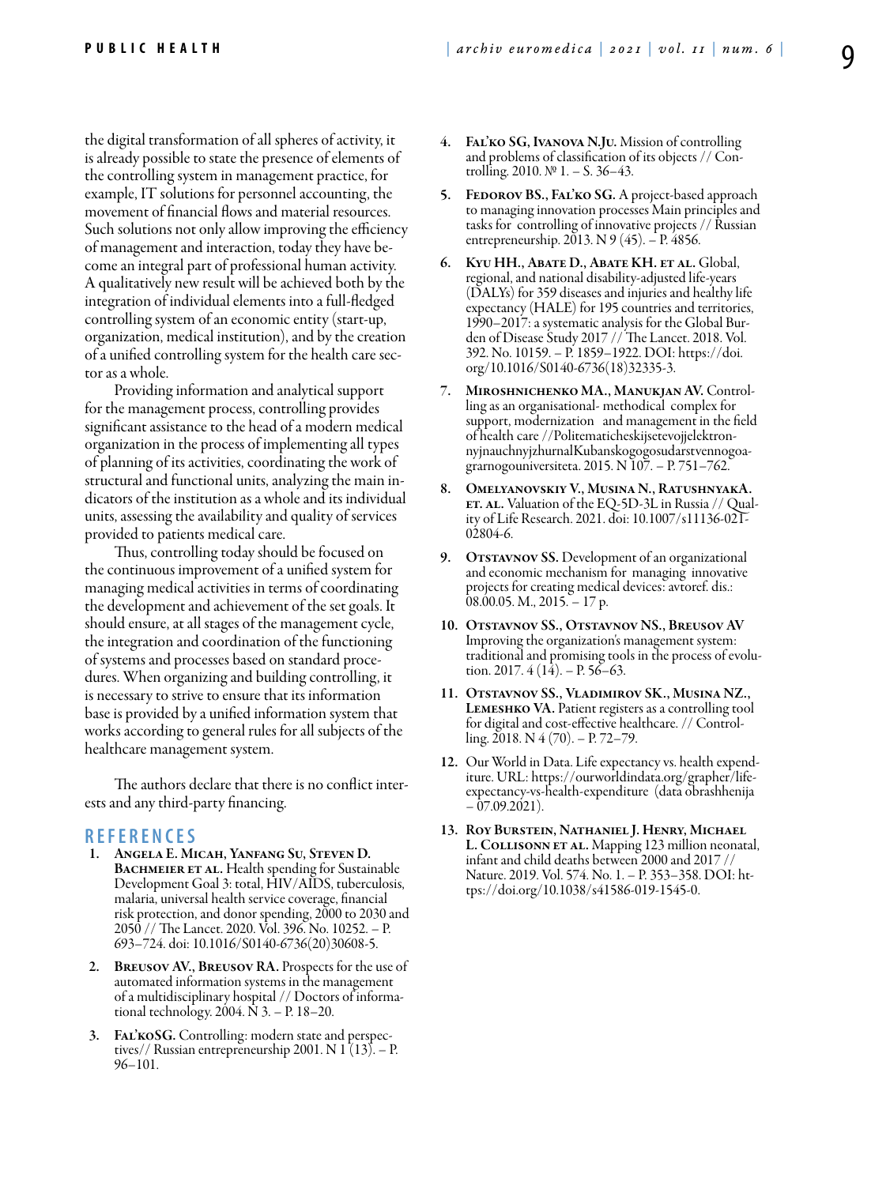the digital transformation of all spheres of activity, it is already possible to state the presence of elements of the controlling system in management practice, for example, IT solutions for personnel accounting, the movement of financial flows and material resources. Such solutions not only allow improving the efficiency of management and interaction, today they have become an integral part of professional human activity. A qualitatively new result will be achieved both by the integration of individual elements into a full-fledged controlling system of an economic entity (start-up, organization, medical institution), and by the creation of a unified controlling system for the health care sector as a whole.

Providing information and analytical support for the management process, controlling provides significant assistance to the head of a modern medical organization in the process of implementing all types of planning of its activities, coordinating the work of structural and functional units, analyzing the main indicators of the institution as a whole and its individual units, assessing the availability and quality of services provided to patients medical care.

Thus, controlling today should be focused on the continuous improvement of a unified system for managing medical activities in terms of coordinating the development and achievement of the set goals. It should ensure, at all stages of the management cycle, the integration and coordination of the functioning of systems and processes based on standard procedures. When organizing and building controlling, it is necessary to strive to ensure that its information base is provided by a unified information system that works according to general rules for all subjects of the healthcare management system.

The authors declare that there is no conflict interests and any third-party financing.

## REFERENCES

1. **Angela E. Micah, Yanfang Su, Steven D. Bachmeier et al.** Health spending for Sustainable Development Goal 3: total, HIV/AIDS, tuberculosis, malaria, universal health service coverage, financial risk protection, and donor spending, 2000 to 2030 and 2050 // The Lancet. 2020. Vol. 396. No. 10252. – P. 693–724. doi: 10.1016/S0140-6736(20)30608-5.
2. **Breusov AV., Breusov RA.** Prospects for the use of automated information systems in the management of a multidisciplinary hospital // Doctors of informational technology. 2004. N 3. – P. 18–20.
3. **Fal'koSG.** Controlling: modern state and perspectives// Russian entrepreneurship 2001. N 1 (13). – P. 96–101.
4. **Fal'ko SG, Ivanova N.Ju.** Mission of controlling and problems of classification of its objects // Controlling. 2010. № 1. – S. 36–43.
5. **Fedorov BS., Fal'ko SG.** A project-based approach to managing innovation processes Main principles and tasks for controlling of innovative projects // Russian entrepreneurship. 2013. N 9 (45). – P. 4856.
6. **Kyu HH., Abate D., Abate KH. et al.** Global, regional, and national disability-adjusted life-years (DALYs) for 359 diseases and injuries and healthy life expectancy (HALE) for 195 countries and territories, 1990–2017: a systematic analysis for the Global Burden of Disease Study 2017 // The Lancet. 2018. Vol. 392. No. 10159. – P. 1859–1922. DOI: https://doi.org/10.1016/S0140-6736(18)32335-3.
7. **Miroshnichenko MA., Manukjan AV.** Controlling as an organisational- methodical complex for support, modernization and management in the field of health care //PolitematicheskijsetevojjelektronnyjnauchnyjzhurnalKubanskogogosudarstvennogoagrarnogouniversiteta. 2015. N 107. – P. 751–762.
8. **Omelyanovskiy V., Musina N., RatushnyakA. et. al.** Valuation of the EQ-5D-3L in Russia // Quality of Life Research. 2021. doi: 10.1007/s11136-021-02804-6.
9. **Otstavnov SS.** Development of an organizational and economic mechanism for managing innovative projects for creating medical devices: avtoref. dis.: 08.00.05. M., 2015. – 17 p.
10. **Otstavnov SS., Otstavnov NS., Breusov AV** Improving the organization's management system: traditional and promising tools in the process of evolution. 2017. 4 (14). – P. 56–63.
11. **Otstavnov SS., Vladimirov SK., Musina NZ., Lemeshko VA.** Patient registers as a controlling tool for digital and cost-effective healthcare. // Controlling. 2018. N 4 (70). – P. 72–79.
12. Our World in Data. Life expectancy vs. health expenditure. URL: https://ourworldindata.org/grapher/life-expectancy-vs-health-expenditure (data obrashhenija – 07.09.2021).
13. **Roy Burstein, Nathaniel J. Henry, Michael L. Collisonn et al.** Mapping 123 million neonatal, infant and child deaths between 2000 and 2017 // Nature. 2019. Vol. 574. No. 1. – P. 353–358. DOI: https://doi.org/10.1038/s41586-019-1545-0.